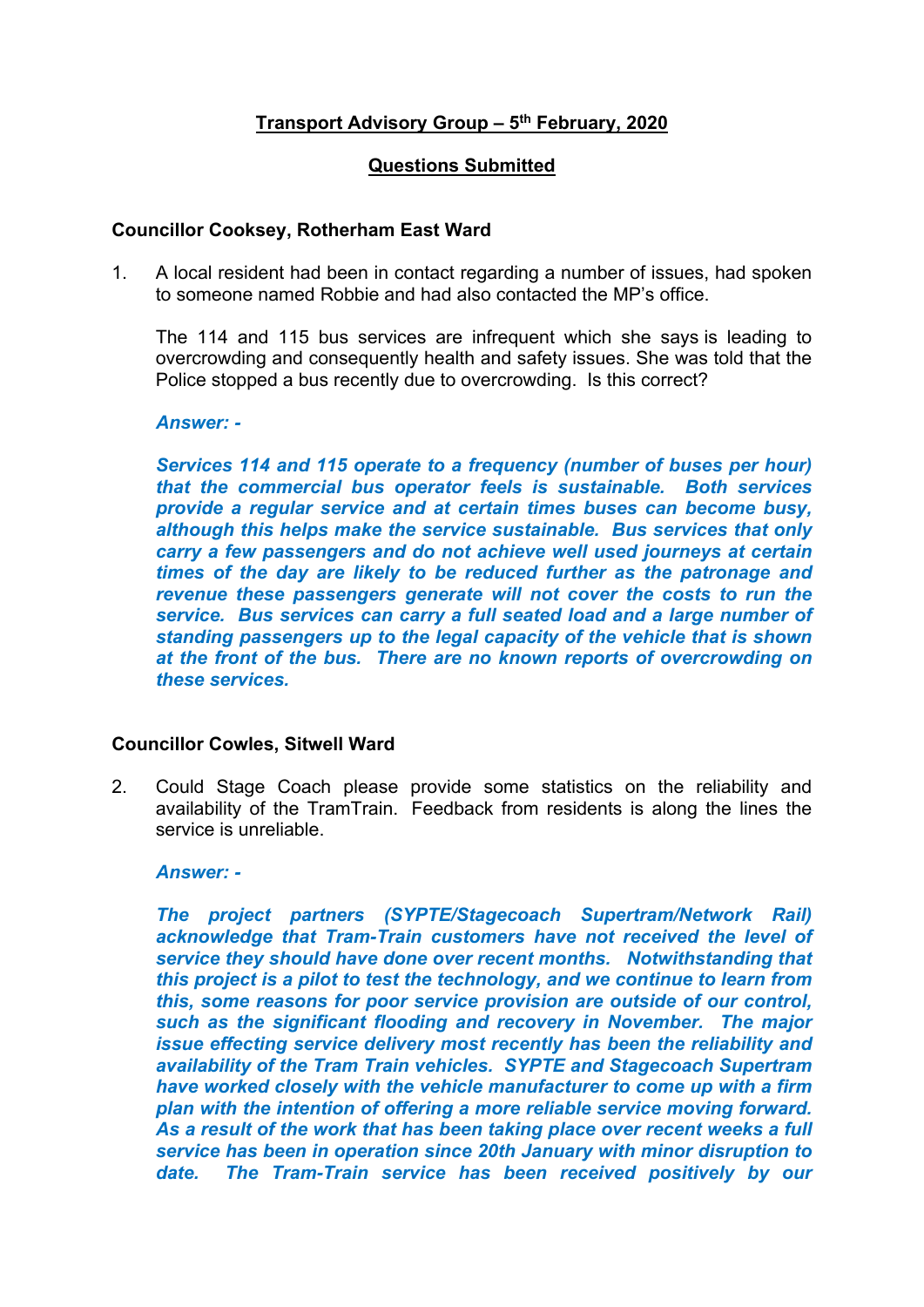# Transport Advisory Group – 5th February, 2020

## Questions Submitted

**Councillor Cooksey, Rotherham East Ward**

1. A local resident had been in contact regarding a number of issues, had spoken to someone named Robbie and had also contacted the MP's office.

   The 114 and 115 bus services are infrequent which she says is leading to overcrowding and consequently health and safety issues. She was told that the Police stopped a bus recently due to overcrowding. Is this correct?

   ***Answer: -***

   ***Services 114 and 115 operate to a frequency (number of buses per hour) that the commercial bus operator feels is sustainable. Both services provide a regular service and at certain times buses can become busy, although this helps make the service sustainable. Bus services that only carry a few passengers and do not achieve well used journeys at certain times of the day are likely to be reduced further as the patronage and revenue these passengers generate will not cover the costs to run the service. Bus services can carry a full seated load and a large number of standing passengers up to the legal capacity of the vehicle that is shown at the front of the bus. There are no known reports of overcrowding on these services.***

**Councillor Cowles, Sitwell Ward**

2. Could Stage Coach please provide some statistics on the reliability and availability of the TramTrain. Feedback from residents is along the lines the service is unreliable.

   ***Answer: -***

   ***The project partners (SYPTE/Stagecoach Supertram/Network Rail) acknowledge that Tram-Train customers have not received the level of service they should have done over recent months. Notwithstanding that this project is a pilot to test the technology, and we continue to learn from this, some reasons for poor service provision are outside of our control, such as the significant flooding and recovery in November. The major issue effecting service delivery most recently has been the reliability and availability of the Tram Train vehicles. SYPTE and Stagecoach Supertram have worked closely with the vehicle manufacturer to come up with a firm plan with the intention of offering a more reliable service moving forward. As a result of the work that has been taking place over recent weeks a full service has been in operation since 20th January with minor disruption to date. The Tram-Train service has been received positively by our***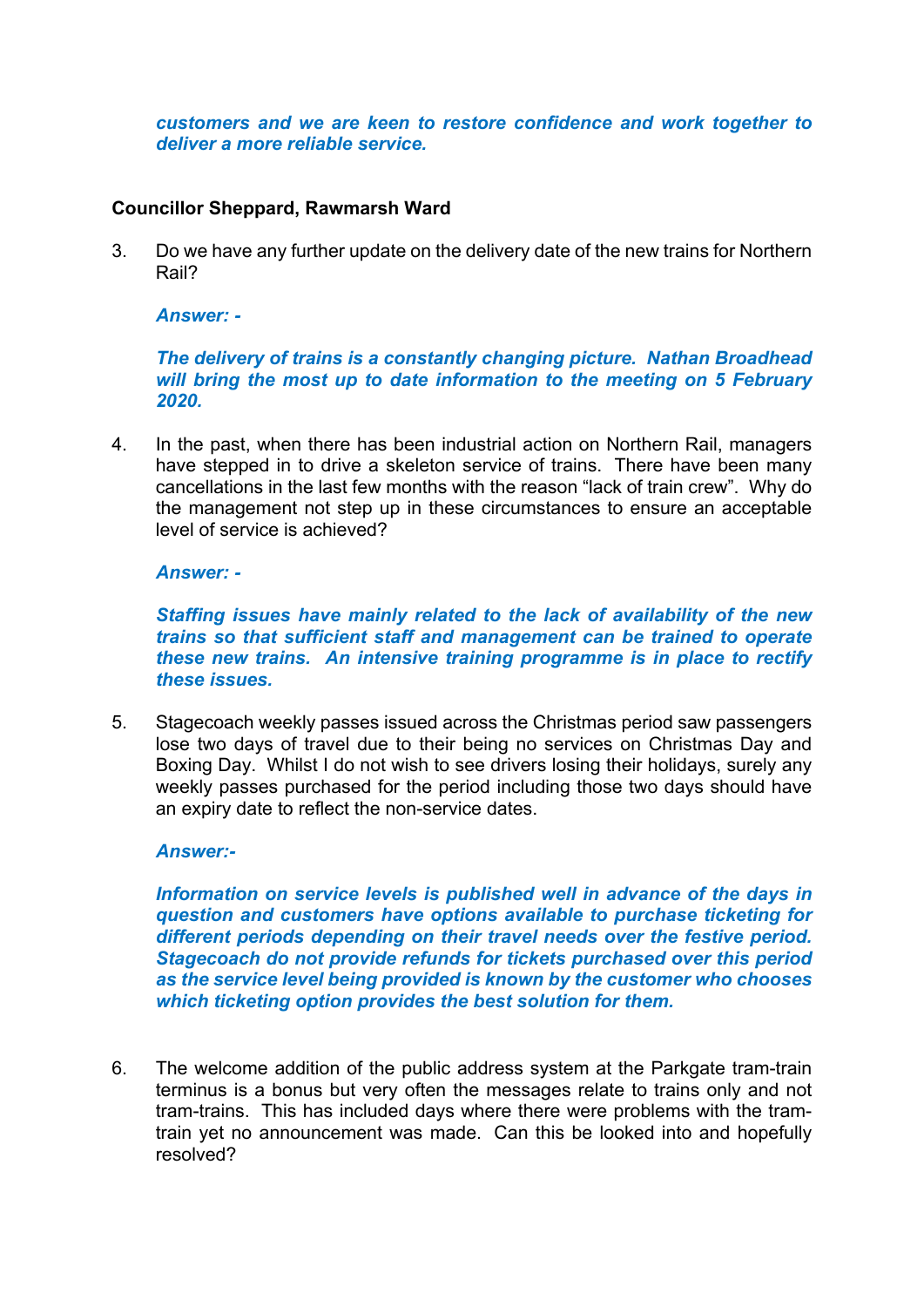***customers and we are keen to restore confidence and work together to deliver a more reliable service.***

**Councillor Sheppard, Rawmarsh Ward**

3. Do we have any further update on the delivery date of the new trains for Northern Rail?

   ***Answer: -***

   ***The delivery of trains is a constantly changing picture. Nathan Broadhead will bring the most up to date information to the meeting on 5 February 2020.***

4. In the past, when there has been industrial action on Northern Rail, managers have stepped in to drive a skeleton service of trains. There have been many cancellations in the last few months with the reason "lack of train crew". Why do the management not step up in these circumstances to ensure an acceptable level of service is achieved?

   ***Answer: -***

   ***Staffing issues have mainly related to the lack of availability of the new trains so that sufficient staff and management can be trained to operate these new trains. An intensive training programme is in place to rectify these issues.***

5. Stagecoach weekly passes issued across the Christmas period saw passengers lose two days of travel due to their being no services on Christmas Day and Boxing Day. Whilst I do not wish to see drivers losing their holidays, surely any weekly passes purchased for the period including those two days should have an expiry date to reflect the non-service dates.

   ***Answer:-***

   ***Information on service levels is published well in advance of the days in question and customers have options available to purchase ticketing for different periods depending on their travel needs over the festive period. Stagecoach do not provide refunds for tickets purchased over this period as the service level being provided is known by the customer who chooses which ticketing option provides the best solution for them.***

6. The welcome addition of the public address system at the Parkgate tram-train terminus is a bonus but very often the messages relate to trains only and not tram-trains. This has included days where there were problems with the tram-train yet no announcement was made. Can this be looked into and hopefully resolved?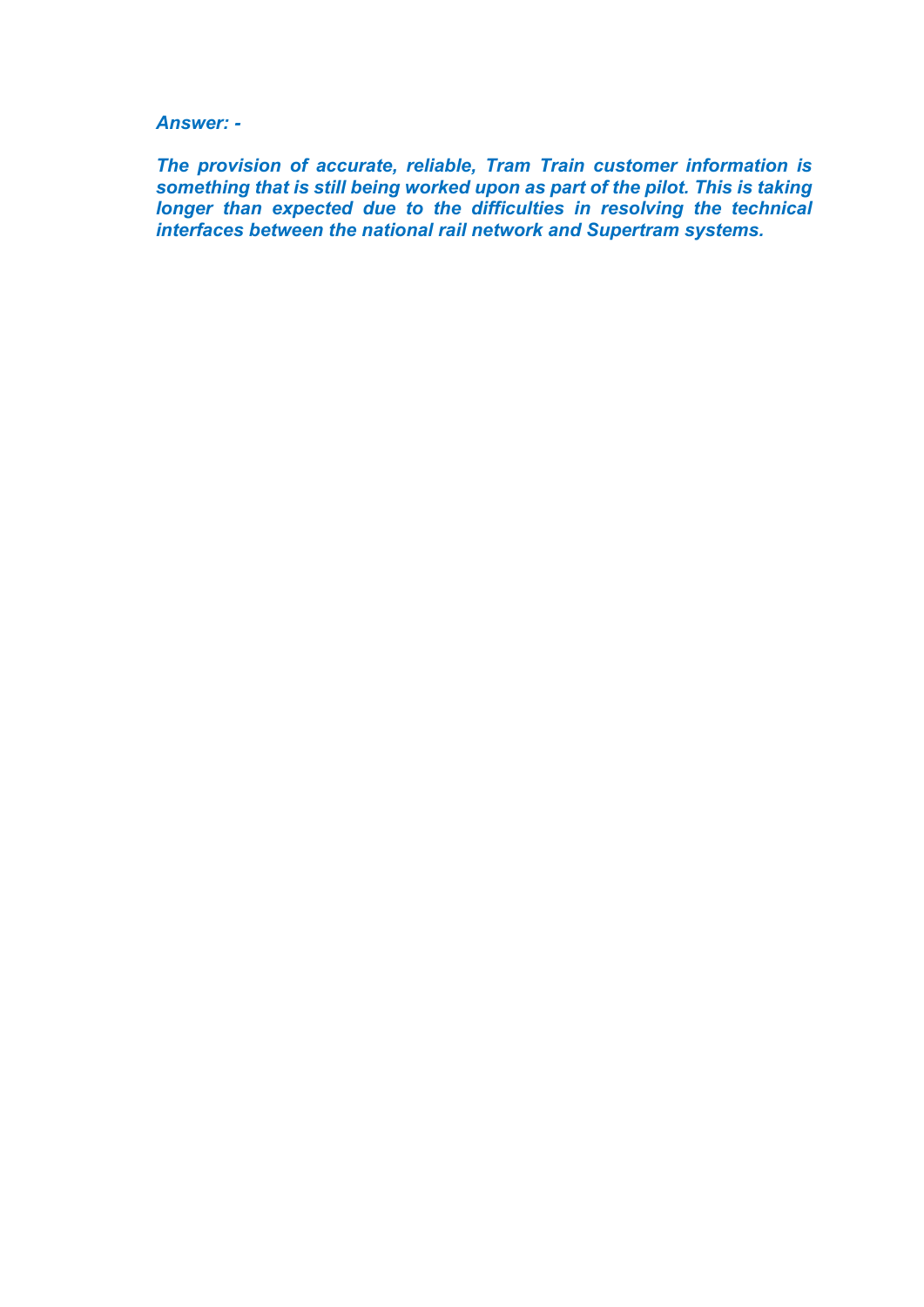***Answer: -***

***The provision of accurate, reliable, Tram Train customer information is something that is still being worked upon as part of the pilot. This is taking longer than expected due to the difficulties in resolving the technical interfaces between the national rail network and Supertram systems.***